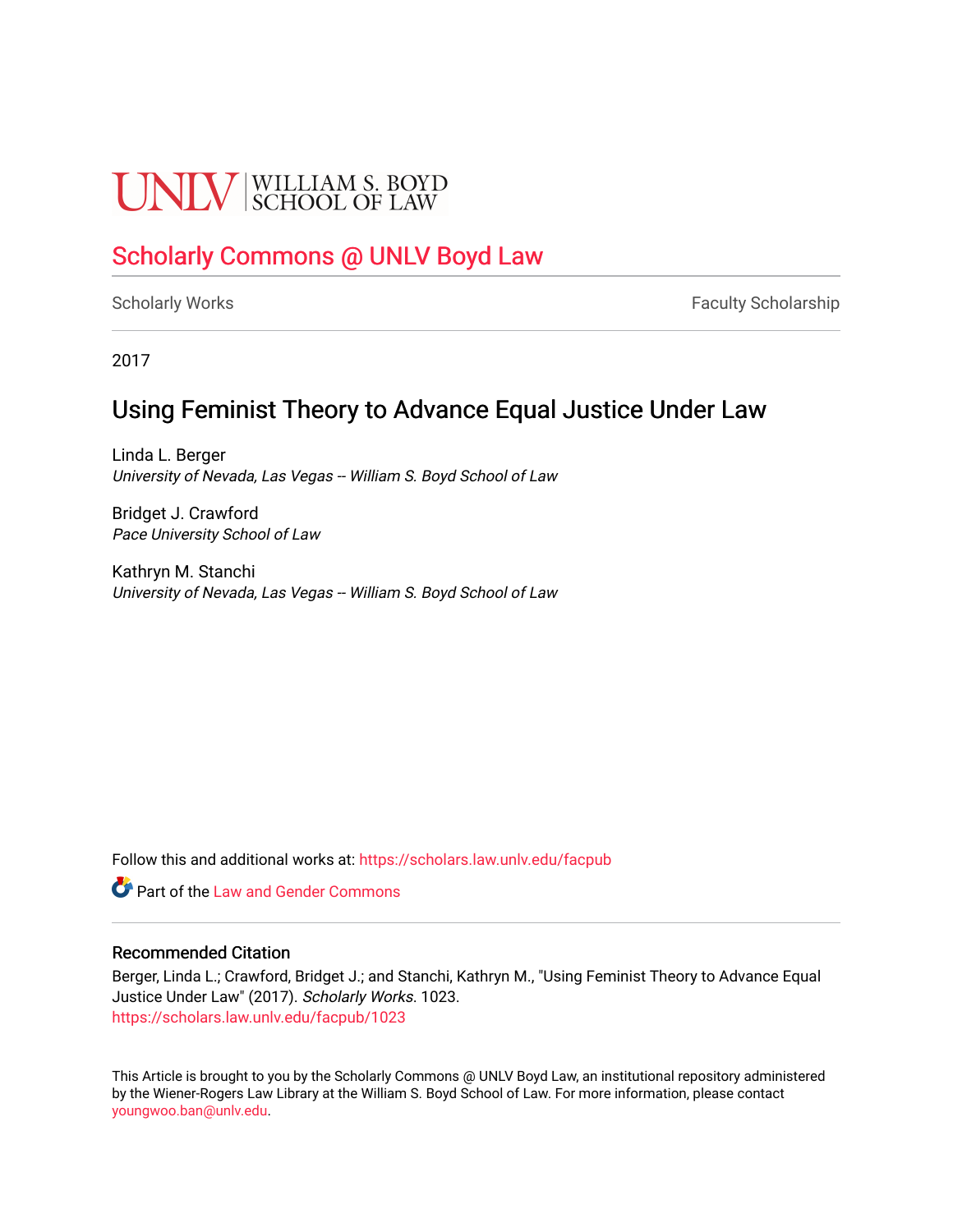UNLV | WILLIAM S. BOYD SCHOOL OF LAW

# Scholarly Commons @ UNLV Boyd Law

Scholarly Works | Faculty Scholarship

2017

## Using Feminist Theory to Advance Equal Justice Under Law

Linda L. Berger
*University of Nevada, Las Vegas -- William S. Boyd School of Law*

Bridget J. Crawford
*Pace University School of Law*

Kathryn M. Stanchi
*University of Nevada, Las Vegas -- William S. Boyd School of Law*

Follow this and additional works at: https://scholars.law.unlv.edu/facpub

Part of the Law and Gender Commons

### Recommended Citation

Berger, Linda L.; Crawford, Bridget J.; and Stanchi, Kathryn M., "Using Feminist Theory to Advance Equal Justice Under Law" (2017). *Scholarly Works*. 1023.
https://scholars.law.unlv.edu/facpub/1023

This Article is brought to you by the Scholarly Commons @ UNLV Boyd Law, an institutional repository administered by the Wiener-Rogers Law Library at the William S. Boyd School of Law. For more information, please contact youngwoo.ban@unlv.edu.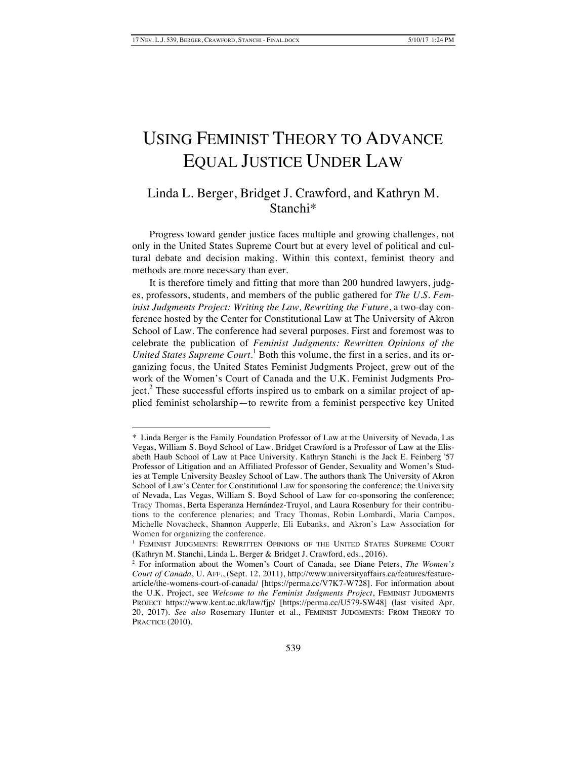# USING FEMINIST THEORY TO ADVANCE EQUAL JUSTICE UNDER LAW

Linda L. Berger, Bridget J. Crawford, and Kathryn M. Stanchi*

Progress toward gender justice faces multiple and growing challenges, not only in the United States Supreme Court but at every level of political and cultural debate and decision making. Within this context, feminist theory and methods are more necessary than ever.

It is therefore timely and fitting that more than 200 hundred lawyers, judges, professors, students, and members of the public gathered for *The U.S. Feminist Judgments Project: Writing the Law, Rewriting the Future*, a two-day conference hosted by the Center for Constitutional Law at The University of Akron School of Law. The conference had several purposes. First and foremost was to celebrate the publication of *Feminist Judgments: Rewritten Opinions of the United States Supreme Court*.[1] Both this volume, the first in a series, and its organizing focus, the United States Feminist Judgments Project, grew out of the work of the Women's Court of Canada and the U.K. Feminist Judgments Project.[2] These successful efforts inspired us to embark on a similar project of applied feminist scholarship—to rewrite from a feminist perspective key United

---

\* Linda Berger is the Family Foundation Professor of Law at the University of Nevada, Las Vegas, William S. Boyd School of Law. Bridget Crawford is a Professor of Law at the Elisabeth Haub School of Law at Pace University. Kathryn Stanchi is the Jack E. Feinberg '57 Professor of Litigation and an Affiliated Professor of Gender, Sexuality and Women's Studies at Temple University Beasley School of Law. The authors thank The University of Akron School of Law's Center for Constitutional Law for sponsoring the conference; the University of Nevada, Las Vegas, William S. Boyd School of Law for co-sponsoring the conference; Tracy Thomas, Berta Esperanza Hernández-Truyol, and Laura Rosenbury for their contributions to the conference plenaries; and Tracy Thomas, Robin Lombardi, Maria Campos, Michelle Novacheck, Shannon Aupperle, Eli Eubanks, and Akron's Law Association for Women for organizing the conference.

[1] FEMINIST JUDGMENTS: REWRITTEN OPINIONS OF THE UNITED STATES SUPREME COURT (Kathryn M. Stanchi, Linda L. Berger & Bridget J. Crawford, eds., 2016).

[2] For information about the Women's Court of Canada, see Diane Peters, *The Women's Court of Canada*, U. AFF., (Sept. 12, 2011), http://www.universityaffairs.ca/features/feature-article/the-womens-court-of-canada/ [https://perma.cc/V7K7-W728]. For information about the U.K. Project, see *Welcome to the Feminist Judgments Project*, FEMINIST JUDGMENTS PROJECT https://www.kent.ac.uk/law/fjp/ [https://perma.cc/U579-SW48] (last visited Apr. 20, 2017). *See also* Rosemary Hunter et al., FEMINIST JUDGMENTS: FROM THEORY TO PRACTICE (2010).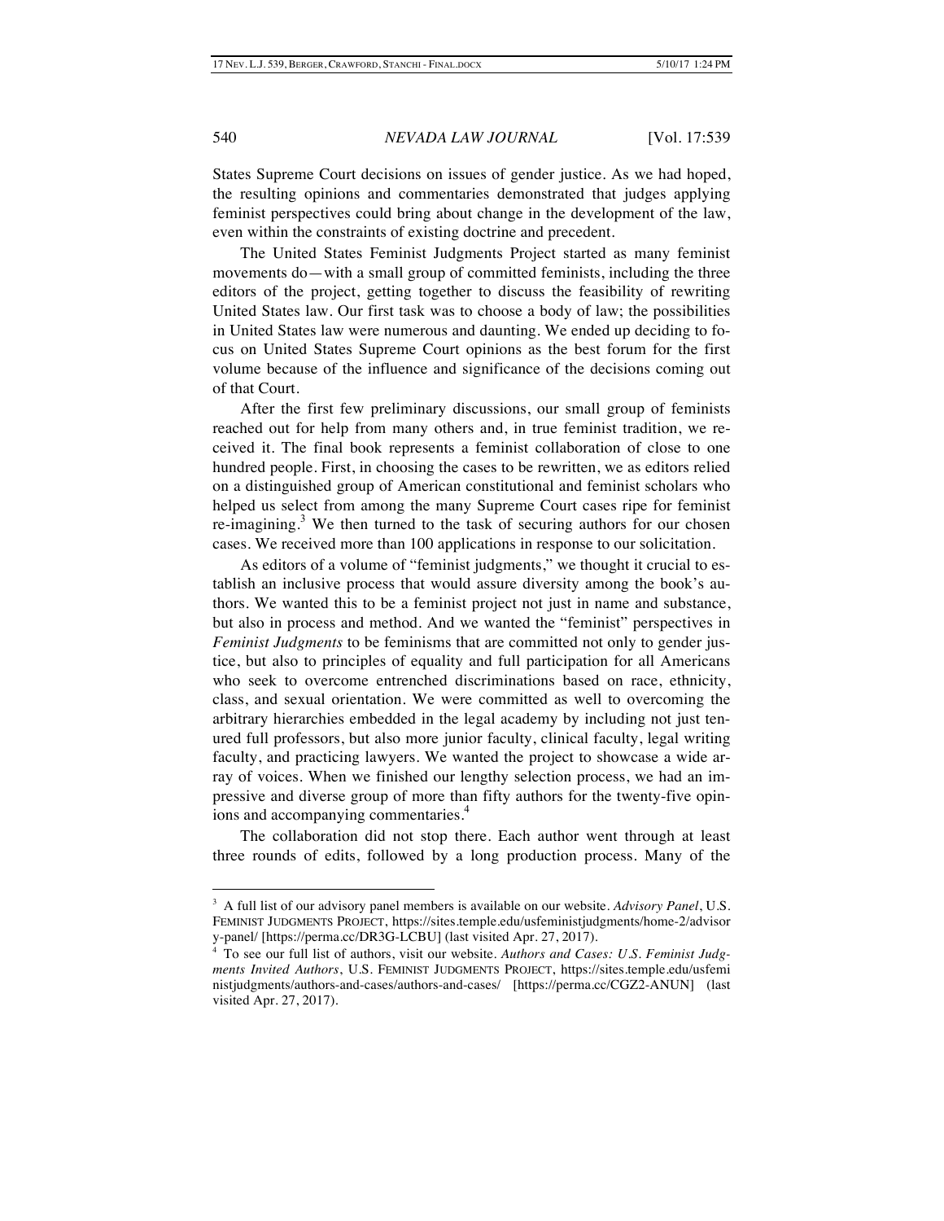States Supreme Court decisions on issues of gender justice. As we had hoped, the resulting opinions and commentaries demonstrated that judges applying feminist perspectives could bring about change in the development of the law, even within the constraints of existing doctrine and precedent.

The United States Feminist Judgments Project started as many feminist movements do—with a small group of committed feminists, including the three editors of the project, getting together to discuss the feasibility of rewriting United States law. Our first task was to choose a body of law; the possibilities in United States law were numerous and daunting. We ended up deciding to focus on United States Supreme Court opinions as the best forum for the first volume because of the influence and significance of the decisions coming out of that Court.

After the first few preliminary discussions, our small group of feminists reached out for help from many others and, in true feminist tradition, we received it. The final book represents a feminist collaboration of close to one hundred people. First, in choosing the cases to be rewritten, we as editors relied on a distinguished group of American constitutional and feminist scholars who helped us select from among the many Supreme Court cases ripe for feminist re-imagining.[3] We then turned to the task of securing authors for our chosen cases. We received more than 100 applications in response to our solicitation.

As editors of a volume of "feminist judgments," we thought it crucial to establish an inclusive process that would assure diversity among the book's authors. We wanted this to be a feminist project not just in name and substance, but also in process and method. And we wanted the "feminist" perspectives in *Feminist Judgments* to be feminisms that are committed not only to gender justice, but also to principles of equality and full participation for all Americans who seek to overcome entrenched discriminations based on race, ethnicity, class, and sexual orientation. We were committed as well to overcoming the arbitrary hierarchies embedded in the legal academy by including not just tenured full professors, but also more junior faculty, clinical faculty, legal writing faculty, and practicing lawyers. We wanted the project to showcase a wide array of voices. When we finished our lengthy selection process, we had an impressive and diverse group of more than fifty authors for the twenty-five opinions and accompanying commentaries.[4]

The collaboration did not stop there. Each author went through at least three rounds of edits, followed by a long production process. Many of the

---

[3] A full list of our advisory panel members is available on our website. *Advisory Panel*, U.S. FEMINIST JUDGMENTS PROJECT, https://sites.temple.edu/usfeministjudgments/home-2/advisory-panel/ [https://perma.cc/DR3G-LCBU] (last visited Apr. 27, 2017).

[4] To see our full list of authors, visit our website. *Authors and Cases: U.S. Feminist Judgments Invited Authors*, U.S. FEMINIST JUDGMENTS PROJECT, https://sites.temple.edu/usfeministjudgments/authors-and-cases/authors-and-cases/ [https://perma.cc/CGZ2-ANUN] (last visited Apr. 27, 2017).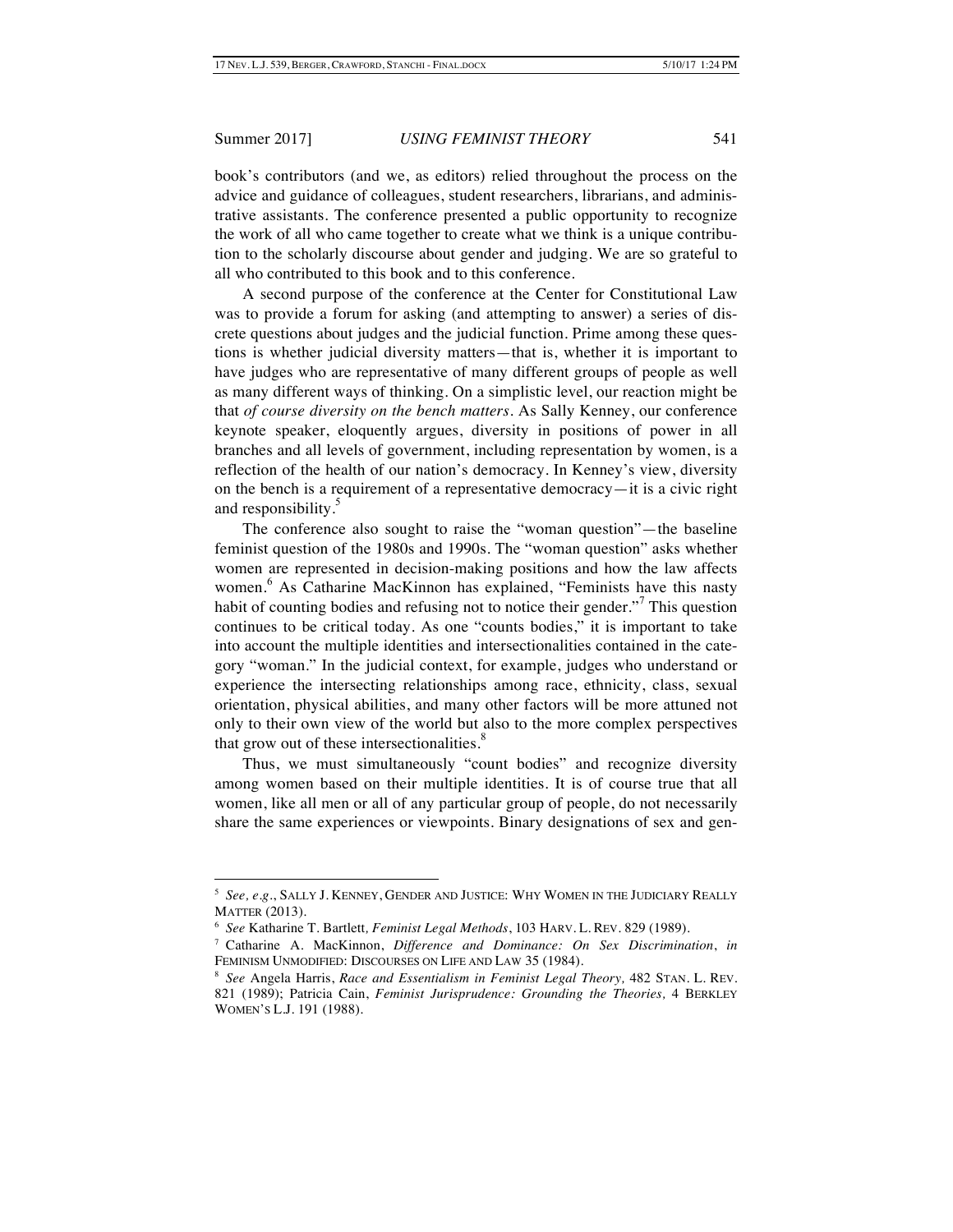book's contributors (and we, as editors) relied throughout the process on the advice and guidance of colleagues, student researchers, librarians, and administrative assistants. The conference presented a public opportunity to recognize the work of all who came together to create what we think is a unique contribution to the scholarly discourse about gender and judging. We are so grateful to all who contributed to this book and to this conference.

A second purpose of the conference at the Center for Constitutional Law was to provide a forum for asking (and attempting to answer) a series of discrete questions about judges and the judicial function. Prime among these questions is whether judicial diversity matters—that is, whether it is important to have judges who are representative of many different groups of people as well as many different ways of thinking. On a simplistic level, our reaction might be that *of course diversity on the bench matters*. As Sally Kenney, our conference keynote speaker, eloquently argues, diversity in positions of power in all branches and all levels of government, including representation by women, is a reflection of the health of our nation's democracy. In Kenney's view, diversity on the bench is a requirement of a representative democracy—it is a civic right and responsibility.[5]

The conference also sought to raise the "woman question"—the baseline feminist question of the 1980s and 1990s. The "woman question" asks whether women are represented in decision-making positions and how the law affects women.[6] As Catharine MacKinnon has explained, "Feminists have this nasty habit of counting bodies and refusing not to notice their gender."[7] This question continues to be critical today. As one "counts bodies," it is important to take into account the multiple identities and intersectionalities contained in the category "woman." In the judicial context, for example, judges who understand or experience the intersecting relationships among race, ethnicity, class, sexual orientation, physical abilities, and many other factors will be more attuned not only to their own view of the world but also to the more complex perspectives that grow out of these intersectionalities.[8]

Thus, we must simultaneously "count bodies" and recognize diversity among women based on their multiple identities. It is of course true that all women, like all men or all of any particular group of people, do not necessarily share the same experiences or viewpoints. Binary designations of sex and gen-

---

[5] *See, e.g.*, SALLY J. KENNEY, GENDER AND JUSTICE: WHY WOMEN IN THE JUDICIARY REALLY MATTER (2013).

[6] *See* Katharine T. Bartlett, *Feminist Legal Methods*, 103 HARV. L. REV. 829 (1989).

[7] Catharine A. MacKinnon, *Difference and Dominance: On Sex Discrimination*, *in* FEMINISM UNMODIFIED: DISCOURSES ON LIFE AND LAW 35 (1984).

[8] *See* Angela Harris, *Race and Essentialism in Feminist Legal Theory,* 482 STAN. L. REV. 821 (1989); Patricia Cain, *Feminist Jurisprudence: Grounding the Theories,* 4 BERKLEY WOMEN'S L.J. 191 (1988).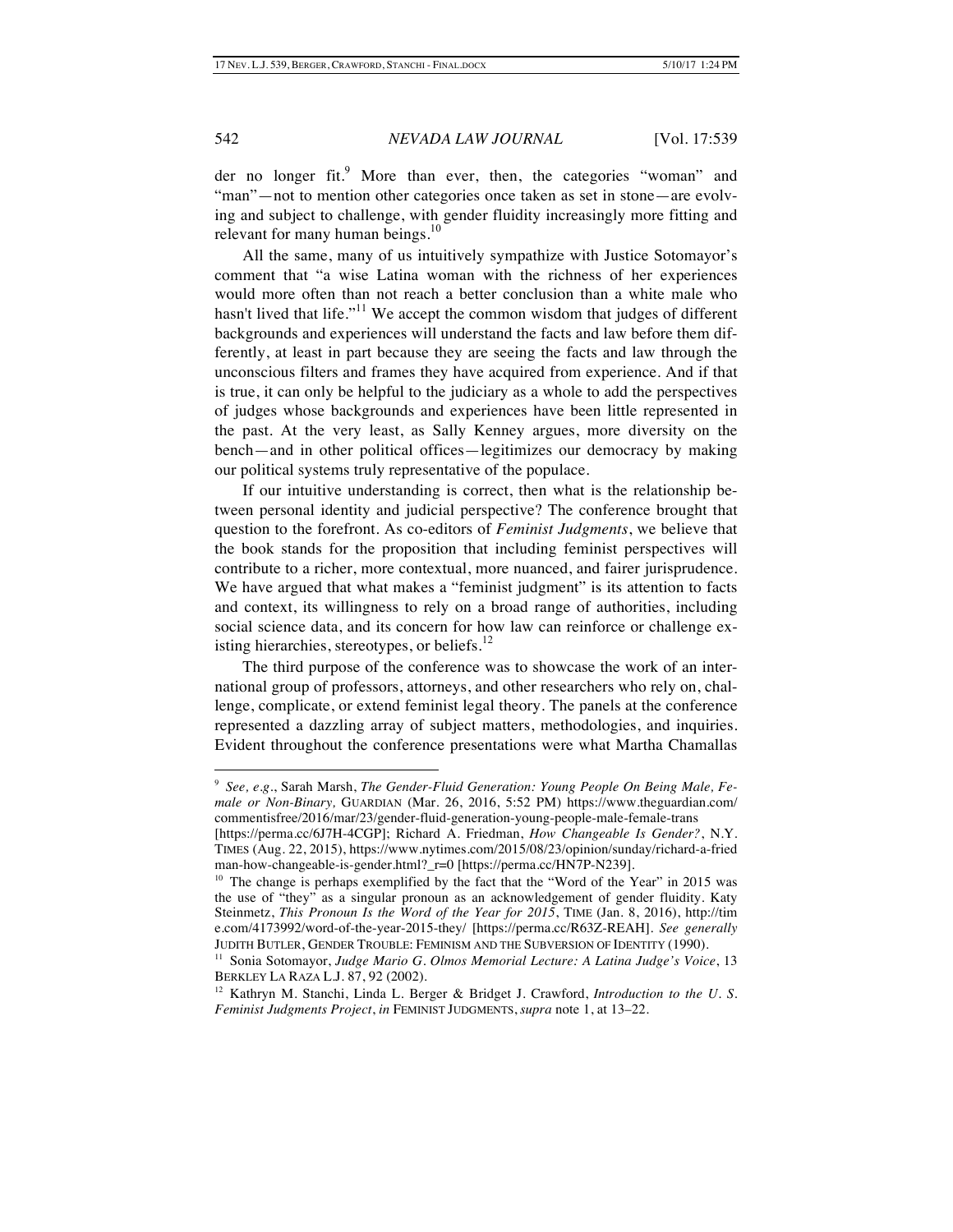der no longer fit.[9] More than ever, then, the categories "woman" and "man"—not to mention other categories once taken as set in stone—are evolving and subject to challenge, with gender fluidity increasingly more fitting and relevant for many human beings.[10]

All the same, many of us intuitively sympathize with Justice Sotomayor's comment that "a wise Latina woman with the richness of her experiences would more often than not reach a better conclusion than a white male who hasn't lived that life."[11] We accept the common wisdom that judges of different backgrounds and experiences will understand the facts and law before them differently, at least in part because they are seeing the facts and law through the unconscious filters and frames they have acquired from experience. And if that is true, it can only be helpful to the judiciary as a whole to add the perspectives of judges whose backgrounds and experiences have been little represented in the past. At the very least, as Sally Kenney argues, more diversity on the bench—and in other political offices—legitimizes our democracy by making our political systems truly representative of the populace.

If our intuitive understanding is correct, then what is the relationship between personal identity and judicial perspective? The conference brought that question to the forefront. As co-editors of *Feminist Judgments*, we believe that the book stands for the proposition that including feminist perspectives will contribute to a richer, more contextual, more nuanced, and fairer jurisprudence. We have argued that what makes a "feminist judgment" is its attention to facts and context, its willingness to rely on a broad range of authorities, including social science data, and its concern for how law can reinforce or challenge existing hierarchies, stereotypes, or beliefs.[12]

The third purpose of the conference was to showcase the work of an international group of professors, attorneys, and other researchers who rely on, challenge, complicate, or extend feminist legal theory. The panels at the conference represented a dazzling array of subject matters, methodologies, and inquiries. Evident throughout the conference presentations were what Martha Chamallas

---

[9] *See, e.g.*, Sarah Marsh, *The Gender-Fluid Generation: Young People On Being Male, Female or Non-Binary,* GUARDIAN (Mar. 26, 2016, 5:52 PM) https://www.theguardian.com/commentisfree/2016/mar/23/gender-fluid-generation-young-people-male-female-trans [https://perma.cc/6J7H-4CGP]; Richard A. Friedman, *How Changeable Is Gender?*, N.Y. TIMES (Aug. 22, 2015), https://www.nytimes.com/2015/08/23/opinion/sunday/richard-a-friedman-how-changeable-is-gender.html?_r=0 [https://perma.cc/HN7P-N239].

[10] The change is perhaps exemplified by the fact that the "Word of the Year" in 2015 was the use of "they" as a singular pronoun as an acknowledgement of gender fluidity. Katy Steinmetz, *This Pronoun Is the Word of the Year for 2015*, TIME (Jan. 8, 2016), http://time.com/4173992/word-of-the-year-2015-they/ [https://perma.cc/R63Z-REAH]. *See generally* JUDITH BUTLER, GENDER TROUBLE: FEMINISM AND THE SUBVERSION OF IDENTITY (1990).

[11] Sonia Sotomayor, *Judge Mario G. Olmos Memorial Lecture: A Latina Judge's Voice*, 13 BERKLEY LA RAZA L.J. 87, 92 (2002).

[12] Kathryn M. Stanchi, Linda L. Berger & Bridget J. Crawford, *Introduction to the U. S. Feminist Judgments Project*, *in* FEMINIST JUDGMENTS, *supra* note 1, at 13–22.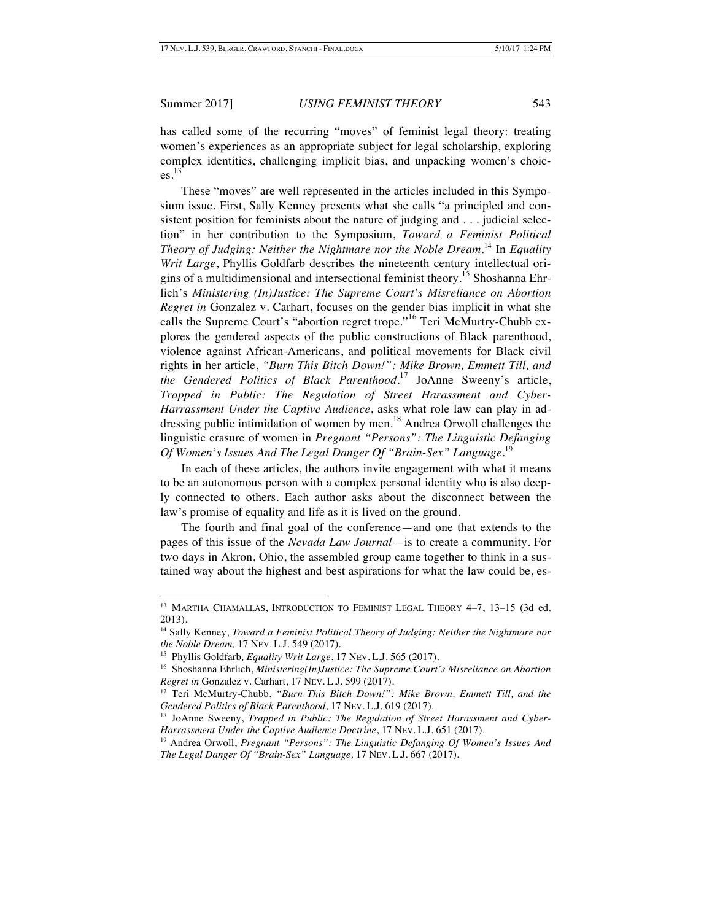has called some of the recurring "moves" of feminist legal theory: treating women's experiences as an appropriate subject for legal scholarship, exploring complex identities, challenging implicit bias, and unpacking women's choices.[13]

These "moves" are well represented in the articles included in this Symposium issue. First, Sally Kenney presents what she calls "a principled and consistent position for feminists about the nature of judging and . . . judicial selection" in her contribution to the Symposium, *Toward a Feminist Political Theory of Judging: Neither the Nightmare nor the Noble Dream*.[14] In *Equality Writ Large*, Phyllis Goldfarb describes the nineteenth century intellectual origins of a multidimensional and intersectional feminist theory.[15] Shoshanna Ehrlich's *Ministering (In)Justice: The Supreme Court's Misreliance on Abortion Regret in* Gonzalez v. Carhart, focuses on the gender bias implicit in what she calls the Supreme Court's "abortion regret trope."[16] Teri McMurtry-Chubb explores the gendered aspects of the public constructions of Black parenthood, violence against African-Americans, and political movements for Black civil rights in her article, *"Burn This Bitch Down!": Mike Brown, Emmett Till, and the Gendered Politics of Black Parenthood*.[17] JoAnne Sweeny's article, *Trapped in Public: The Regulation of Street Harassment and Cyber-Harrassment Under the Captive Audience*, asks what role law can play in addressing public intimidation of women by men.[18] Andrea Orwoll challenges the linguistic erasure of women in *Pregnant "Persons": The Linguistic Defanging Of Women's Issues And The Legal Danger Of "Brain-Sex" Language*.[19]

In each of these articles, the authors invite engagement with what it means to be an autonomous person with a complex personal identity who is also deeply connected to others. Each author asks about the disconnect between the law's promise of equality and life as it is lived on the ground.

The fourth and final goal of the conference—and one that extends to the pages of this issue of the *Nevada Law Journal*—is to create a community. For two days in Akron, Ohio, the assembled group came together to think in a sustained way about the highest and best aspirations for what the law could be, es-

---

[13] MARTHA CHAMALLAS, INTRODUCTION TO FEMINIST LEGAL THEORY 4–7, 13–15 (3d ed. 2013).

[14] Sally Kenney, *Toward a Feminist Political Theory of Judging: Neither the Nightmare nor the Noble Dream,* 17 NEV. L.J. 549 (2017).

[15] Phyllis Goldfarb*, Equality Writ Large*, 17 NEV. L.J. 565 (2017).

[16] Shoshanna Ehrlich, *Ministering(In)Justice: The Supreme Court's Misreliance on Abortion Regret in* Gonzalez v. Carhart, 17 NEV. L.J. 599 (2017).

[17] Teri McMurtry-Chubb, *"Burn This Bitch Down!": Mike Brown, Emmett Till, and the Gendered Politics of Black Parenthood*, 17 NEV. L.J. 619 (2017).

[18] JoAnne Sweeny, *Trapped in Public: The Regulation of Street Harassment and Cyber-Harrassment Under the Captive Audience Doctrine*, 17 NEV. L.J. 651 (2017).

[19] Andrea Orwoll, *Pregnant "Persons": The Linguistic Defanging Of Women's Issues And The Legal Danger Of "Brain-Sex" Language,* 17 NEV. L.J. 667 (2017).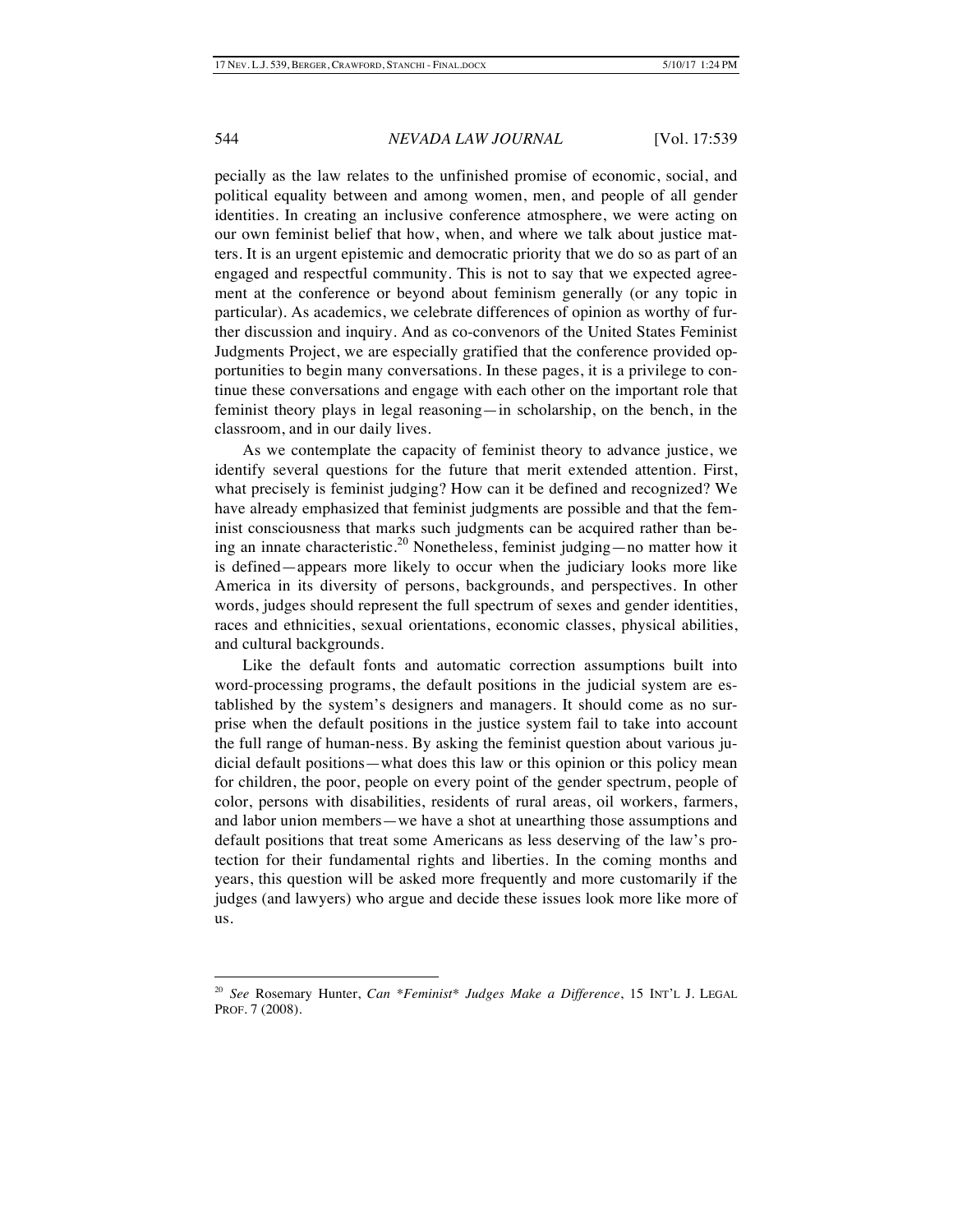pecially as the law relates to the unfinished promise of economic, social, and political equality between and among women, men, and people of all gender identities. In creating an inclusive conference atmosphere, we were acting on our own feminist belief that how, when, and where we talk about justice matters. It is an urgent epistemic and democratic priority that we do so as part of an engaged and respectful community. This is not to say that we expected agreement at the conference or beyond about feminism generally (or any topic in particular). As academics, we celebrate differences of opinion as worthy of further discussion and inquiry. And as co-convenors of the United States Feminist Judgments Project, we are especially gratified that the conference provided opportunities to begin many conversations. In these pages, it is a privilege to continue these conversations and engage with each other on the important role that feminist theory plays in legal reasoning—in scholarship, on the bench, in the classroom, and in our daily lives.

As we contemplate the capacity of feminist theory to advance justice, we identify several questions for the future that merit extended attention. First, what precisely is feminist judging? How can it be defined and recognized? We have already emphasized that feminist judgments are possible and that the feminist consciousness that marks such judgments can be acquired rather than being an innate characteristic.[20] Nonetheless, feminist judging—no matter how it is defined—appears more likely to occur when the judiciary looks more like America in its diversity of persons, backgrounds, and perspectives. In other words, judges should represent the full spectrum of sexes and gender identities, races and ethnicities, sexual orientations, economic classes, physical abilities, and cultural backgrounds.

Like the default fonts and automatic correction assumptions built into word-processing programs, the default positions in the judicial system are established by the system's designers and managers. It should come as no surprise when the default positions in the justice system fail to take into account the full range of human-ness. By asking the feminist question about various judicial default positions—what does this law or this opinion or this policy mean for children, the poor, people on every point of the gender spectrum, people of color, persons with disabilities, residents of rural areas, oil workers, farmers, and labor union members—we have a shot at unearthing those assumptions and default positions that treat some Americans as less deserving of the law's protection for their fundamental rights and liberties. In the coming months and years, this question will be asked more frequently and more customarily if the judges (and lawyers) who argue and decide these issues look more like more of us.

---

[20] *See* Rosemary Hunter, *Can \*Feminist\* Judges Make a Difference*, 15 INT'L J. LEGAL PROF. 7 (2008).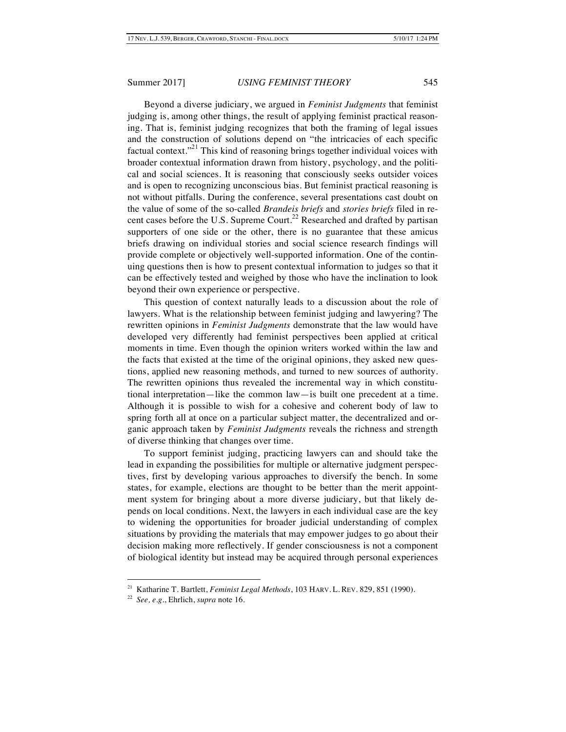Beyond a diverse judiciary, we argued in *Feminist Judgments* that feminist judging is, among other things, the result of applying feminist practical reasoning. That is, feminist judging recognizes that both the framing of legal issues and the construction of solutions depend on "the intricacies of each specific factual context."[21] This kind of reasoning brings together individual voices with broader contextual information drawn from history, psychology, and the political and social sciences. It is reasoning that consciously seeks outsider voices and is open to recognizing unconscious bias. But feminist practical reasoning is not without pitfalls. During the conference, several presentations cast doubt on the value of some of the so-called *Brandeis briefs* and *stories briefs* filed in recent cases before the U.S. Supreme Court.[22] Researched and drafted by partisan supporters of one side or the other, there is no guarantee that these amicus briefs drawing on individual stories and social science research findings will provide complete or objectively well-supported information. One of the continuing questions then is how to present contextual information to judges so that it can be effectively tested and weighed by those who have the inclination to look beyond their own experience or perspective.

This question of context naturally leads to a discussion about the role of lawyers. What is the relationship between feminist judging and lawyering? The rewritten opinions in *Feminist Judgments* demonstrate that the law would have developed very differently had feminist perspectives been applied at critical moments in time. Even though the opinion writers worked within the law and the facts that existed at the time of the original opinions, they asked new questions, applied new reasoning methods, and turned to new sources of authority. The rewritten opinions thus revealed the incremental way in which constitutional interpretation—like the common law—is built one precedent at a time. Although it is possible to wish for a cohesive and coherent body of law to spring forth all at once on a particular subject matter, the decentralized and organic approach taken by *Feminist Judgments* reveals the richness and strength of diverse thinking that changes over time.

To support feminist judging, practicing lawyers can and should take the lead in expanding the possibilities for multiple or alternative judgment perspectives, first by developing various approaches to diversify the bench. In some states, for example, elections are thought to be better than the merit appointment system for bringing about a more diverse judiciary, but that likely depends on local conditions. Next, the lawyers in each individual case are the key to widening the opportunities for broader judicial understanding of complex situations by providing the materials that may empower judges to go about their decision making more reflectively. If gender consciousness is not a component of biological identity but instead may be acquired through personal experiences

---

[21] Katharine T. Bartlett, *Feminist Legal Methods*, 103 HARV. L. REV. 829, 851 (1990).

[22] *See, e.g.*, Ehrlich, *supra* note 16.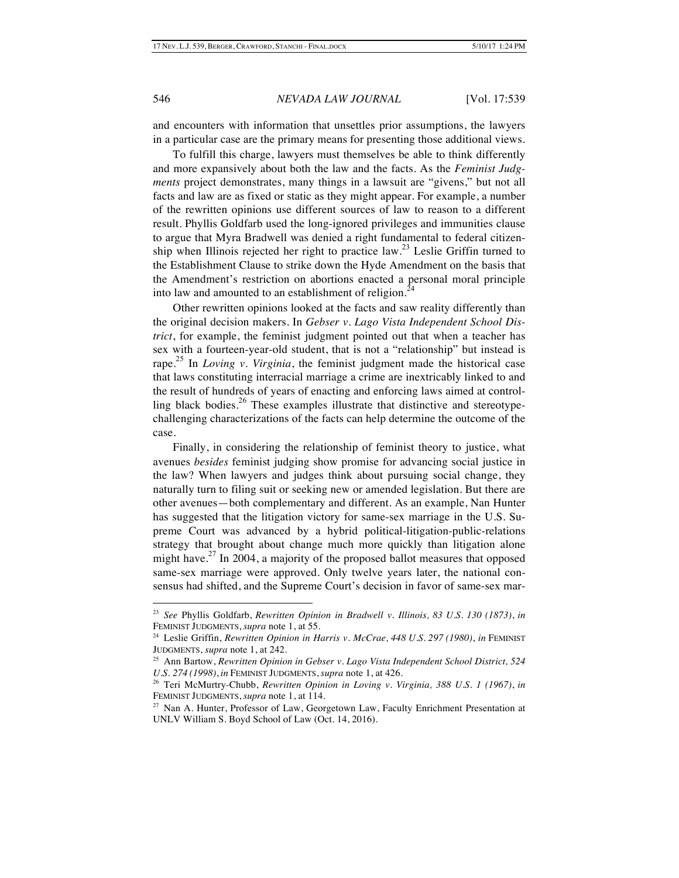and encounters with information that unsettles prior assumptions, the lawyers in a particular case are the primary means for presenting those additional views.

To fulfill this charge, lawyers must themselves be able to think differently and more expansively about both the law and the facts. As the *Feminist Judgments* project demonstrates, many things in a lawsuit are "givens," but not all facts and law are as fixed or static as they might appear. For example, a number of the rewritten opinions use different sources of law to reason to a different result. Phyllis Goldfarb used the long-ignored privileges and immunities clause to argue that Myra Bradwell was denied a right fundamental to federal citizenship when Illinois rejected her right to practice law.[23] Leslie Griffin turned to the Establishment Clause to strike down the Hyde Amendment on the basis that the Amendment's restriction on abortions enacted a personal moral principle into law and amounted to an establishment of religion.[24]

Other rewritten opinions looked at the facts and saw reality differently than the original decision makers. In *Gebser v. Lago Vista Independent School District*, for example, the feminist judgment pointed out that when a teacher has sex with a fourteen-year-old student, that is not a "relationship" but instead is rape.[25] In *Loving v. Virginia*, the feminist judgment made the historical case that laws constituting interracial marriage a crime are inextricably linked to and the result of hundreds of years of enacting and enforcing laws aimed at controlling black bodies.[26] These examples illustrate that distinctive and stereotype-challenging characterizations of the facts can help determine the outcome of the case.

Finally, in considering the relationship of feminist theory to justice, what avenues *besides* feminist judging show promise for advancing social justice in the law? When lawyers and judges think about pursuing social change, they naturally turn to filing suit or seeking new or amended legislation. But there are other avenues—both complementary and different. As an example, Nan Hunter has suggested that the litigation victory for same-sex marriage in the U.S. Supreme Court was advanced by a hybrid political-litigation-public-relations strategy that brought about change much more quickly than litigation alone might have.[27] In 2004, a majority of the proposed ballot measures that opposed same-sex marriage were approved. Only twelve years later, the national consensus had shifted, and the Supreme Court's decision in favor of same-sex mar-

---

[23] *See* Phyllis Goldfarb, *Rewritten Opinion in Bradwell v. Illinois, 83 U.S. 130 (1873)*, *in* FEMINIST JUDGMENTS, *supra* note 1, at 55.

[24] Leslie Griffin, *Rewritten Opinion in Harris v. McCrae, 448 U.S. 297 (1980)*, *in* FEMINIST JUDGMENTS, *supra* note 1, at 242.

[25] Ann Bartow, *Rewritten Opinion in Gebser v. Lago Vista Independent School District, 524 U.S. 274 (1998)*, *in* FEMINIST JUDGMENTS, *supra* note 1, at 426.

[26] Teri McMurtry-Chubb, *Rewritten Opinion in Loving v. Virginia, 388 U.S. 1 (1967)*, *in* FEMINIST JUDGMENTS, *supra* note 1, at 114.

[27] Nan A. Hunter, Professor of Law, Georgetown Law, Faculty Enrichment Presentation at UNLV William S. Boyd School of Law (Oct. 14, 2016).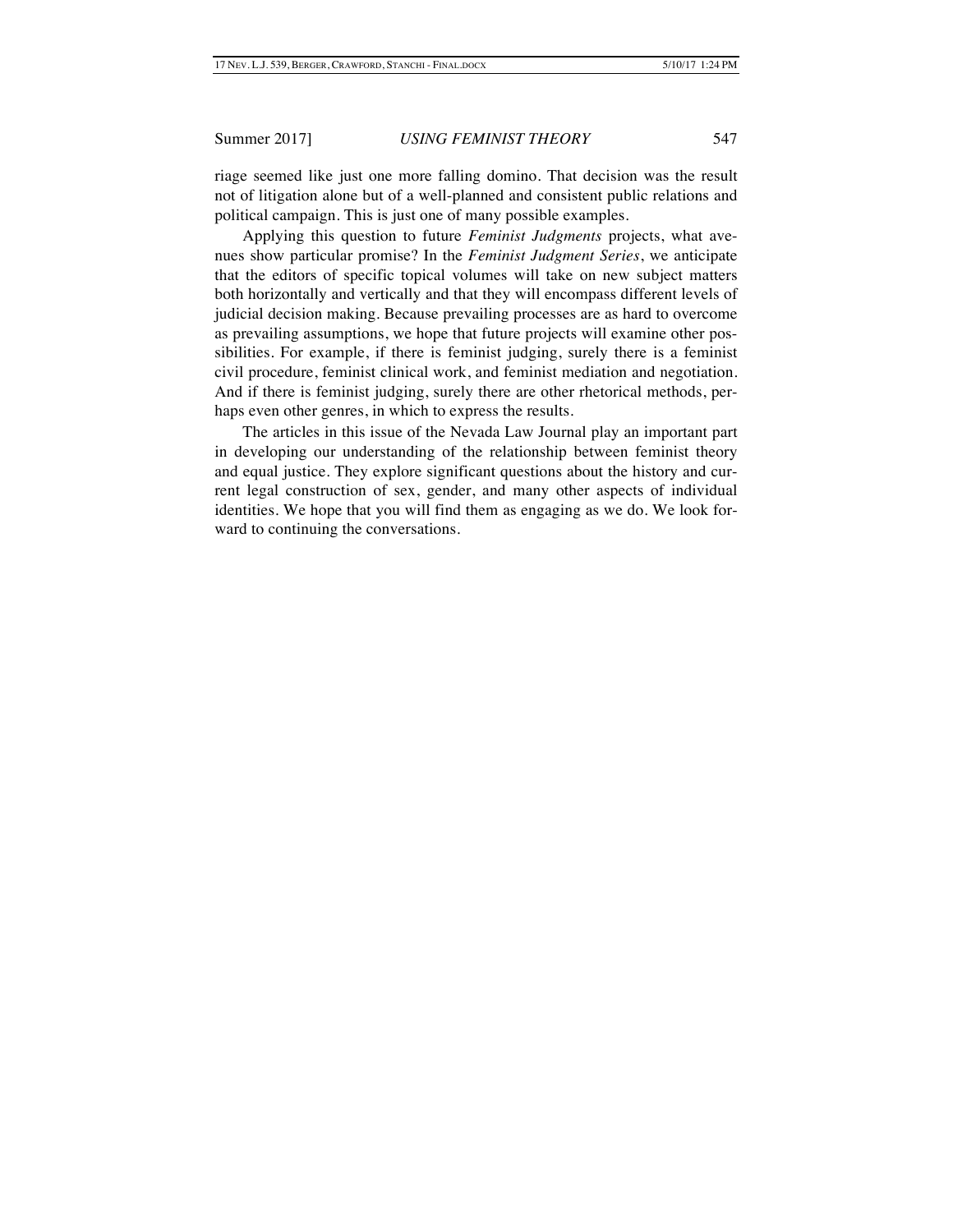riage seemed like just one more falling domino. That decision was the result not of litigation alone but of a well-planned and consistent public relations and political campaign. This is just one of many possible examples.

Applying this question to future *Feminist Judgments* projects, what avenues show particular promise? In the *Feminist Judgment Series*, we anticipate that the editors of specific topical volumes will take on new subject matters both horizontally and vertically and that they will encompass different levels of judicial decision making. Because prevailing processes are as hard to overcome as prevailing assumptions, we hope that future projects will examine other possibilities. For example, if there is feminist judging, surely there is a feminist civil procedure, feminist clinical work, and feminist mediation and negotiation. And if there is feminist judging, surely there are other rhetorical methods, perhaps even other genres, in which to express the results.

The articles in this issue of the Nevada Law Journal play an important part in developing our understanding of the relationship between feminist theory and equal justice. They explore significant questions about the history and current legal construction of sex, gender, and many other aspects of individual identities. We hope that you will find them as engaging as we do. We look forward to continuing the conversations.